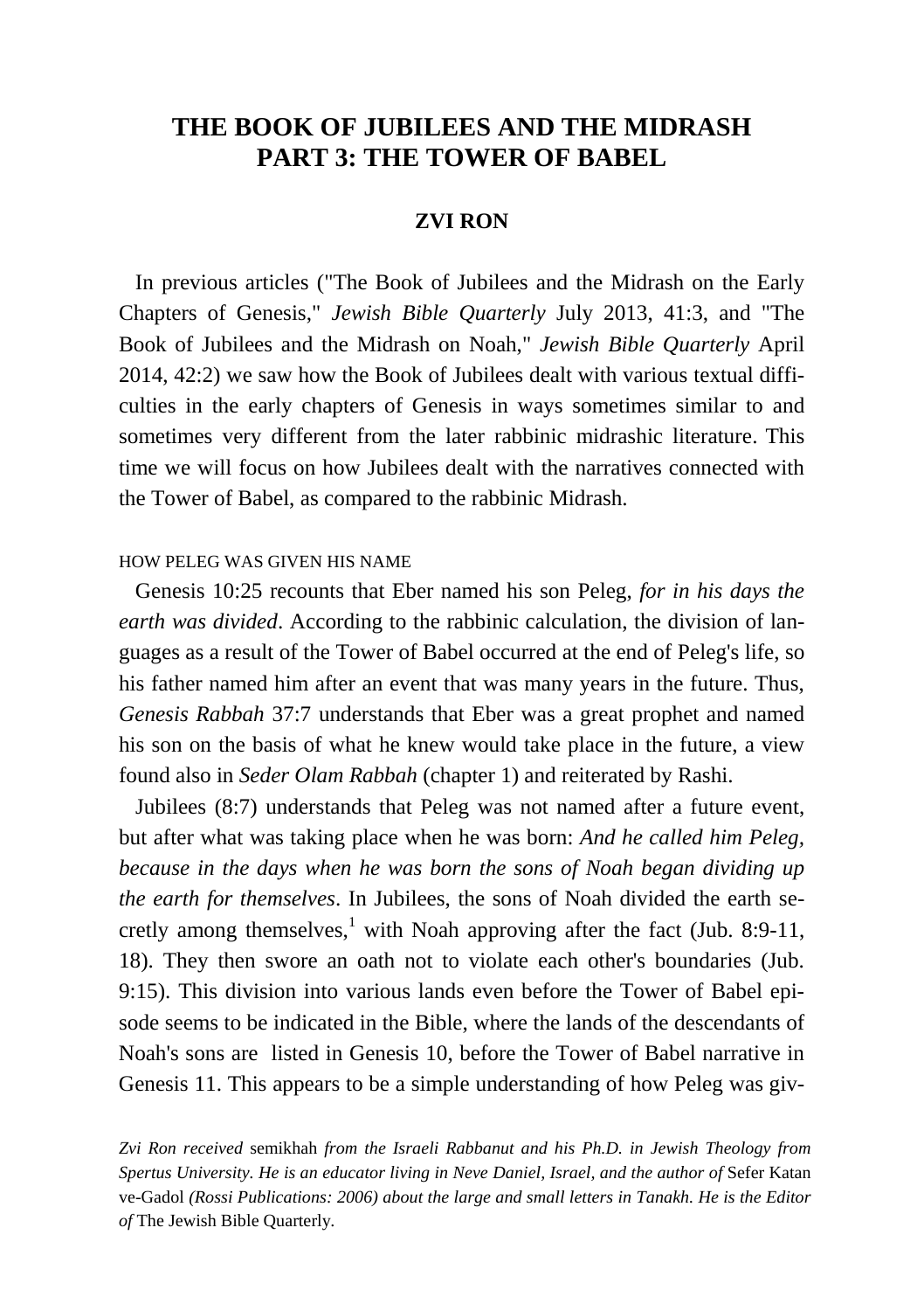# THE BOOK OF JUBILEES AND THE MIDRASH PART 3: THE TOWER OF BABEL

**ZVI RON**

In previous articles ("The Book of Jubilees and the Midrash on the Early Chapters of Genesis," *Jewish Bible Quarterly* July 2013, 41:3, and "The Book of Jubilees and the Midrash on Noah," *Jewish Bible Quarterly* April 2014, 42:2) we saw how the Book of Jubilees dealt with various textual difficulties in the early chapters of Genesis in ways sometimes similar to and sometimes very different from the later rabbinic midrashic literature. This time we will focus on how Jubilees dealt with the narratives connected with the Tower of Babel, as compared to the rabbinic Midrash.

## HOW PELEG WAS GIVEN HIS NAME

Genesis 10:25 recounts that Eber named his son Peleg, *for in his days the earth was divided*. According to the rabbinic calculation, the division of languages as a result of the Tower of Babel occurred at the end of Peleg's life, so his father named him after an event that was many years in the future. Thus, *Genesis Rabbah* 37:7 understands that Eber was a great prophet and named his son on the basis of what he knew would take place in the future, a view found also in *Seder Olam Rabbah* (chapter 1) and reiterated by Rashi.

Jubilees (8:7) understands that Peleg was not named after a future event, but after what was taking place when he was born: *And he called him Peleg, because in the days when he was born the sons of Noah began dividing up the earth for themselves*. In Jubilees, the sons of Noah divided the earth secretly among themselves,[1] with Noah approving after the fact (Jub. 8:9-11, 18). They then swore an oath not to violate each other's boundaries (Jub. 9:15). This division into various lands even before the Tower of Babel episode seems to be indicated in the Bible, where the lands of the descendants of Noah's sons are listed in Genesis 10, before the Tower of Babel narrative in Genesis 11. This appears to be a simple understanding of how Peleg was giv-

*Zvi Ron received* semikhah *from the Israeli Rabbanut and his Ph.D. in Jewish Theology from Spertus University. He is an educator living in Neve Daniel, Israel, and the author of* Sefer Katan ve-Gadol *(Rossi Publications: 2006) about the large and small letters in Tanakh. He is the Editor of* The Jewish Bible Quarterly.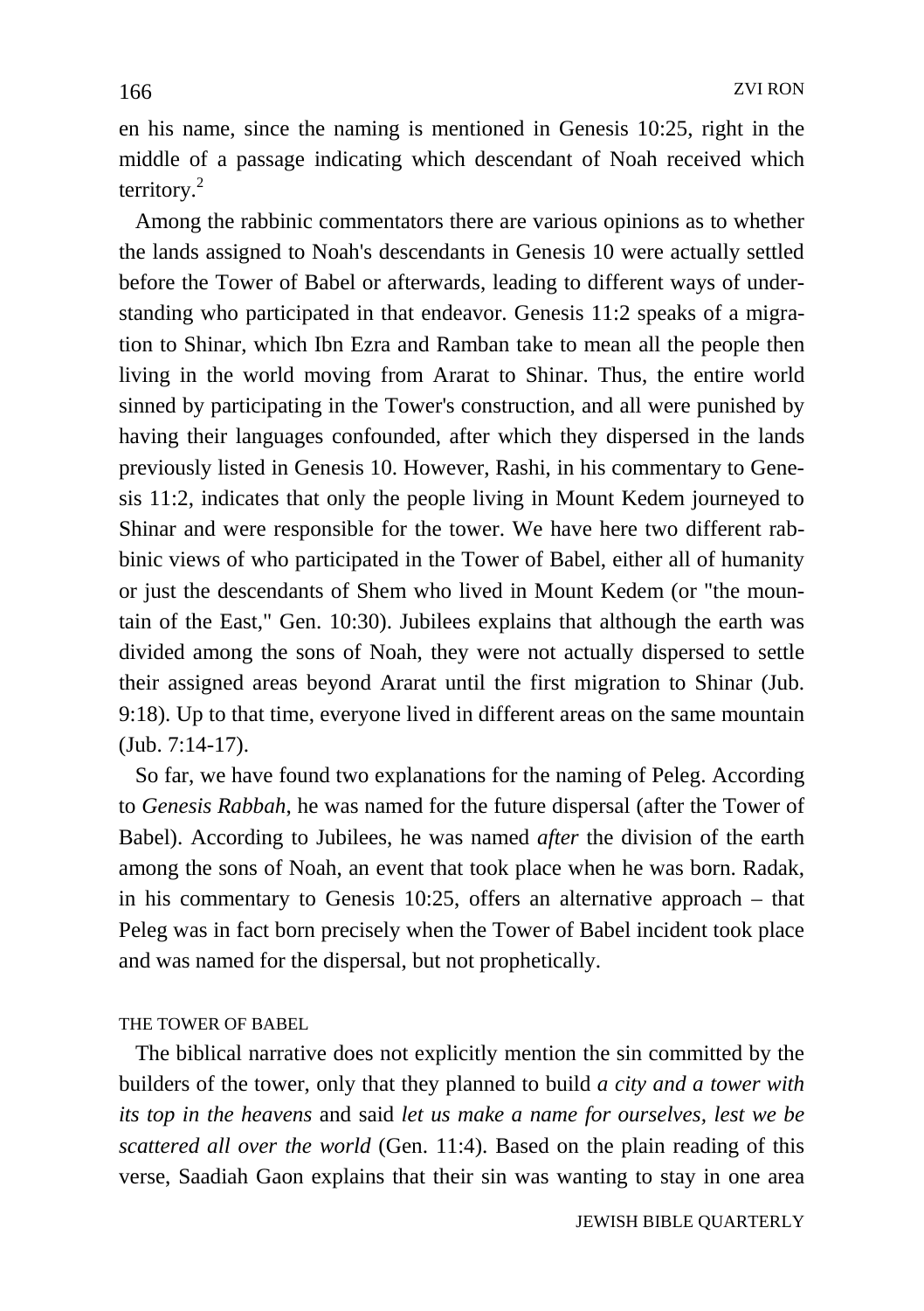en his name, since the naming is mentioned in Genesis 10:25, right in the middle of a passage indicating which descendant of Noah received which territory.[2]

Among the rabbinic commentators there are various opinions as to whether the lands assigned to Noah's descendants in Genesis 10 were actually settled before the Tower of Babel or afterwards, leading to different ways of understanding who participated in that endeavor. Genesis 11:2 speaks of a migration to Shinar, which Ibn Ezra and Ramban take to mean all the people then living in the world moving from Ararat to Shinar. Thus, the entire world sinned by participating in the Tower's construction, and all were punished by having their languages confounded, after which they dispersed in the lands previously listed in Genesis 10. However, Rashi, in his commentary to Genesis 11:2, indicates that only the people living in Mount Kedem journeyed to Shinar and were responsible for the tower. We have here two different rabbinic views of who participated in the Tower of Babel, either all of humanity or just the descendants of Shem who lived in Mount Kedem (or "the mountain of the East," Gen. 10:30). Jubilees explains that although the earth was divided among the sons of Noah, they were not actually dispersed to settle their assigned areas beyond Ararat until the first migration to Shinar (Jub. 9:18). Up to that time, everyone lived in different areas on the same mountain (Jub. 7:14-17).

So far, we have found two explanations for the naming of Peleg. According to *Genesis Rabbah*, he was named for the future dispersal (after the Tower of Babel). According to Jubilees, he was named *after* the division of the earth among the sons of Noah, an event that took place when he was born. Radak, in his commentary to Genesis 10:25, offers an alternative approach – that Peleg was in fact born precisely when the Tower of Babel incident took place and was named for the dispersal, but not prophetically.

## THE TOWER OF BABEL

The biblical narrative does not explicitly mention the sin committed by the builders of the tower, only that they planned to build *a city and a tower with its top in the heavens* and said *let us make a name for ourselves, lest we be scattered all over the world* (Gen. 11:4). Based on the plain reading of this verse, Saadiah Gaon explains that their sin was wanting to stay in one area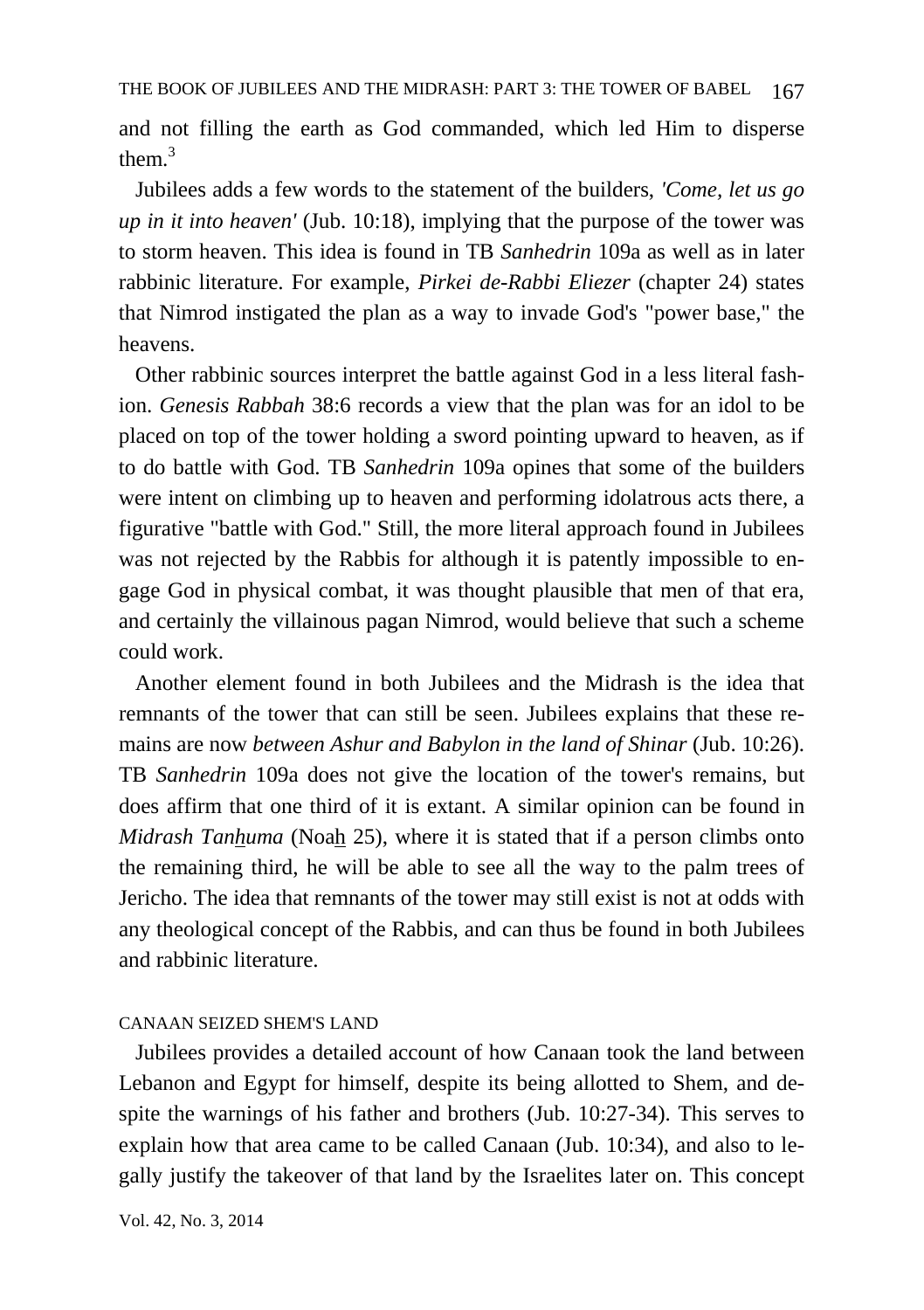and not filling the earth as God commanded, which led Him to disperse them.[3]

Jubilees adds a few words to the statement of the builders, *'Come, let us go up in it into heaven'* (Jub. 10:18), implying that the purpose of the tower was to storm heaven. This idea is found in TB *Sanhedrin* 109a as well as in later rabbinic literature. For example, *Pirkei de-Rabbi Eliezer* (chapter 24) states that Nimrod instigated the plan as a way to invade God's "power base," the heavens.

Other rabbinic sources interpret the battle against God in a less literal fashion. *Genesis Rabbah* 38:6 records a view that the plan was for an idol to be placed on top of the tower holding a sword pointing upward to heaven, as if to do battle with God. TB *Sanhedrin* 109a opines that some of the builders were intent on climbing up to heaven and performing idolatrous acts there, a figurative "battle with God." Still, the more literal approach found in Jubilees was not rejected by the Rabbis for although it is patently impossible to engage God in physical combat, it was thought plausible that men of that era, and certainly the villainous pagan Nimrod, would believe that such a scheme could work.

Another element found in both Jubilees and the Midrash is the idea that remnants of the tower that can still be seen. Jubilees explains that these remains are now *between Ashur and Babylon in the land of Shinar* (Jub. 10:26). TB *Sanhedrin* 109a does not give the location of the tower's remains, but does affirm that one third of it is extant. A similar opinion can be found in *Midrash Tanhuma* (Noah 25), where it is stated that if a person climbs onto the remaining third, he will be able to see all the way to the palm trees of Jericho. The idea that remnants of the tower may still exist is not at odds with any theological concept of the Rabbis, and can thus be found in both Jubilees and rabbinic literature.

## CANAAN SEIZED SHEM'S LAND

Jubilees provides a detailed account of how Canaan took the land between Lebanon and Egypt for himself, despite its being allotted to Shem, and despite the warnings of his father and brothers (Jub. 10:27-34). This serves to explain how that area came to be called Canaan (Jub. 10:34), and also to legally justify the takeover of that land by the Israelites later on. This concept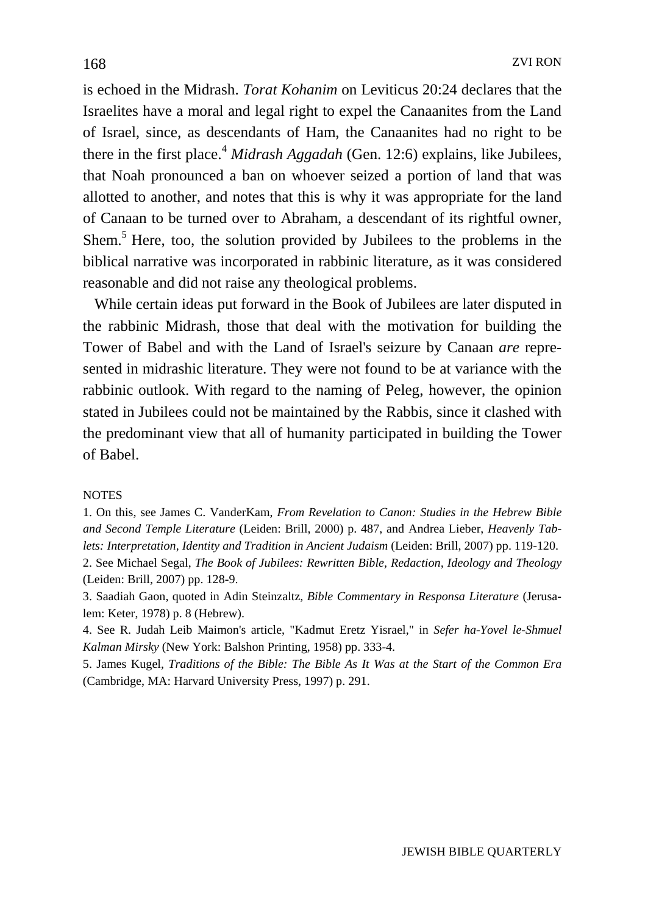is echoed in the Midrash. *Torat Kohanim* on Leviticus 20:24 declares that the Israelites have a moral and legal right to expel the Canaanites from the Land of Israel, since, as descendants of Ham, the Canaanites had no right to be there in the first place.[4] *Midrash Aggadah* (Gen. 12:6) explains, like Jubilees, that Noah pronounced a ban on whoever seized a portion of land that was allotted to another, and notes that this is why it was appropriate for the land of Canaan to be turned over to Abraham, a descendant of its rightful owner, Shem.[5] Here, too, the solution provided by Jubilees to the problems in the biblical narrative was incorporated in rabbinic literature, as it was considered reasonable and did not raise any theological problems.

While certain ideas put forward in the Book of Jubilees are later disputed in the rabbinic Midrash, those that deal with the motivation for building the Tower of Babel and with the Land of Israel's seizure by Canaan *are* represented in midrashic literature. They were not found to be at variance with the rabbinic outlook. With regard to the naming of Peleg, however, the opinion stated in Jubilees could not be maintained by the Rabbis, since it clashed with the predominant view that all of humanity participated in building the Tower of Babel.

NOTES

1. On this, see James C. VanderKam, *From Revelation to Canon: Studies in the Hebrew Bible and Second Temple Literature* (Leiden: Brill, 2000) p. 487, and Andrea Lieber, *Heavenly Tablets: Interpretation, Identity and Tradition in Ancient Judaism* (Leiden: Brill, 2007) pp. 119-120.

2. See Michael Segal, *The Book of Jubilees: Rewritten Bible, Redaction, Ideology and Theology* (Leiden: Brill, 2007) pp. 128-9.

3. Saadiah Gaon, quoted in Adin Steinzaltz, *Bible Commentary in Responsa Literature* (Jerusalem: Keter, 1978) p. 8 (Hebrew).

4. See R. Judah Leib Maimon's article, "Kadmut Eretz Yisrael," in *Sefer ha-Yovel le-Shmuel Kalman Mirsky* (New York: Balshon Printing, 1958) pp. 333-4.

5. James Kugel, *Traditions of the Bible: The Bible As It Was at the Start of the Common Era* (Cambridge, MA: Harvard University Press, 1997) p. 291.